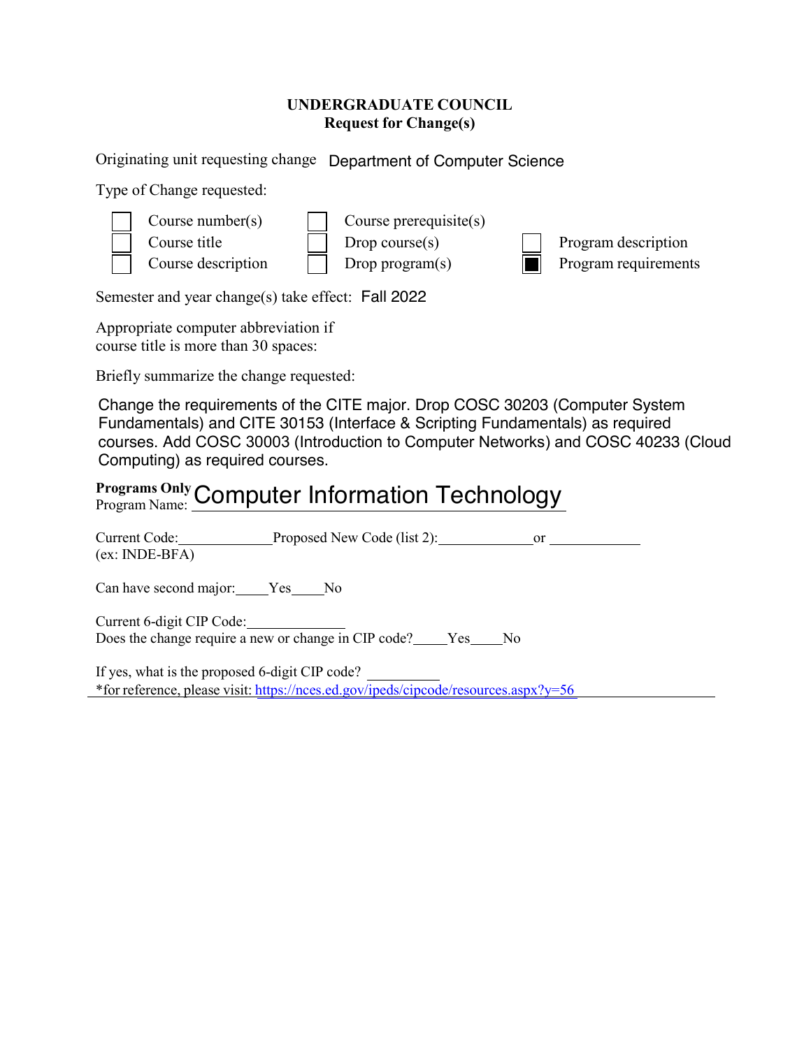**UNDERGRADUATE COUNCIL**
**Request for Change(s)**

Originating unit requesting change: Department of Computer Science

Type of Change requested:

- [ ] Course number(s)
- [ ] Course title
- [ ] Course description
- [ ] Course prerequisite(s)
- [ ] Drop course(s)
- [ ] Drop program(s)
- [ ] Program description
- [x] Program requirements

Semester and year change(s) take effect: Fall 2022

Appropriate computer abbreviation if course title is more than 30 spaces:

Briefly summarize the change requested:

Change the requirements of the CITE major. Drop COSC 30203 (Computer System Fundamentals) and CITE 30153 (Interface & Scripting Fundamentals) as required courses. Add COSC 30003 (Introduction to Computer Networks) and COSC 40233 (Cloud Computing) as required courses.

**Programs Only**
Program Name: Computer Information Technology

Current Code:\_\_\_\_\_\_\_\_\_\_ Proposed New Code (list 2):\_\_\_\_\_\_\_\_\_\_ or \_\_\_\_\_\_\_\_\_\_
(ex: INDE-BFA)

Can have second major:\_\_\_\_Yes\_\_\_\_No

Current 6-digit CIP Code:\_\_\_\_\_\_\_\_\_\_
Does the change require a new or change in CIP code?\_\_\_\_Yes\_\_\_\_No

If yes, what is the proposed 6-digit CIP code? \_\_\_\_\_\_\_\_\_\_
*for reference, please visit: https://nces.ed.gov/ipeds/cipcode/resources.aspx?y=56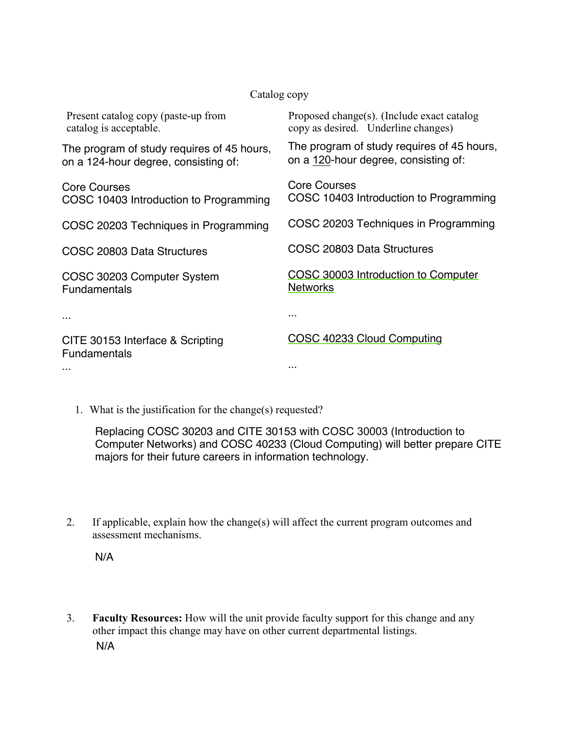Catalog copy

| Present catalog copy (paste-up from catalog is acceptable. | Proposed change(s). (Include exact catalog copy as desired. Underline changes) |
|---|---|
| The program of study requires of 45 hours, on a 124-hour degree, consisting of: | The program of study requires of 45 hours, on a <u>120</u>-hour degree, consisting of: |
| Core Courses<br>COSC 10403 Introduction to Programming | Core Courses<br>COSC 10403 Introduction to Programming |
| COSC 20203 Techniques in Programming | COSC 20203 Techniques in Programming |
| COSC 20803 Data Structures | COSC 20803 Data Structures |
| COSC 30203 Computer System Fundamentals | <u>COSC 30003 Introduction to Computer Networks</u> |
| ... | ... |
| CITE 30153 Interface & Scripting Fundamentals<br>... | <u>COSC 40233 Cloud Computing</u><br>... |

1. What is the justification for the change(s) requested?

   Replacing COSC 30203 and CITE 30153 with COSC 30003 (Introduction to Computer Networks) and COSC 40233 (Cloud Computing) will better prepare CITE majors for their future careers in information technology.

2. If applicable, explain how the change(s) will affect the current program outcomes and assessment mechanisms.

   N/A

3. **Faculty Resources:** How will the unit provide faculty support for this change and any other impact this change may have on other current departmental listings.

   N/A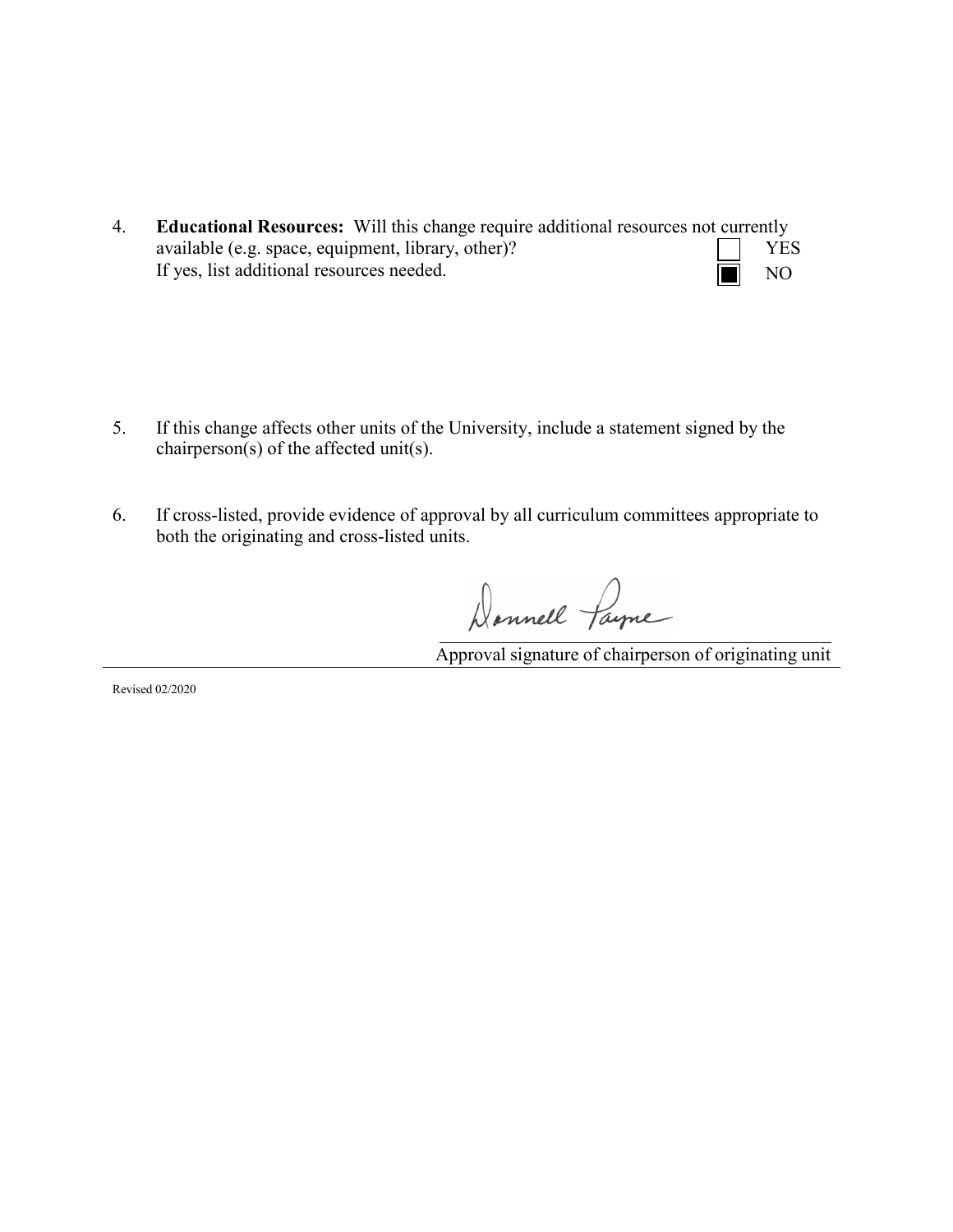4. **Educational Resources:** Will this change require additional resources not currently available (e.g. space, equipment, library, other)? If yes, list additional resources needed.

   ☐ YES
   ☒ NO

5. If this change affects other units of the University, include a statement signed by the chairperson(s) of the affected unit(s).

6. If cross-listed, provide evidence of approval by all curriculum committees appropriate to both the originating and cross-listed units.

Donnell Payne

Approval signature of chairperson of originating unit

Revised 02/2020